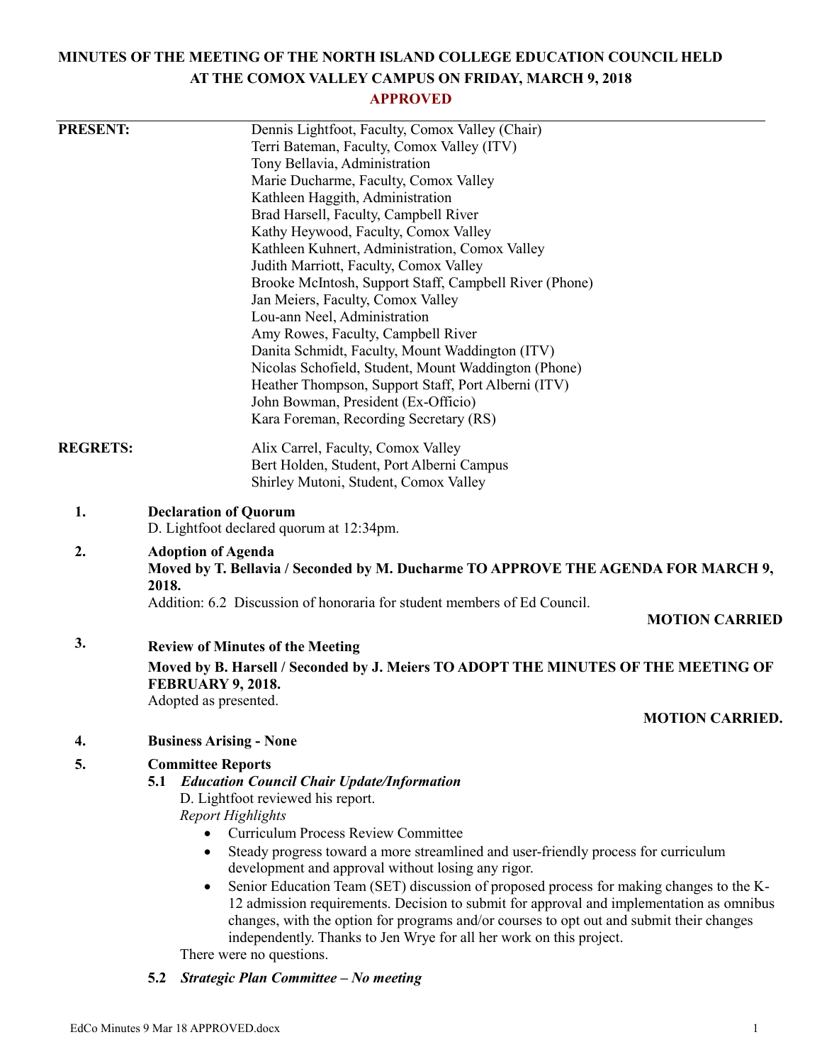# MINUTES OF THE MEETING OF THE NORTH ISLAND COLLEGE EDUCATION COUNCIL HELD AT THE COMOX VALLEY CAMPUS ON FRIDAY, MARCH 9, 2018

**APPROVED**

**PRESENT:**

Dennis Lightfoot, Faculty, Comox Valley (Chair)
Terri Bateman, Faculty, Comox Valley (ITV)
Tony Bellavia, Administration
Marie Ducharme, Faculty, Comox Valley
Kathleen Haggith, Administration
Brad Harsell, Faculty, Campbell River
Kathy Heywood, Faculty, Comox Valley
Kathleen Kuhnert, Administration, Comox Valley
Judith Marriott, Faculty, Comox Valley
Brooke McIntosh, Support Staff, Campbell River (Phone)
Jan Meiers, Faculty, Comox Valley
Lou-ann Neel, Administration
Amy Rowes, Faculty, Campbell River
Danita Schmidt, Faculty, Mount Waddington (ITV)
Nicolas Schofield, Student, Mount Waddington (Phone)
Heather Thompson, Support Staff, Port Alberni (ITV)
John Bowman, President (Ex-Officio)
Kara Foreman, Recording Secretary (RS)

**REGRETS:**

Alix Carrel, Faculty, Comox Valley
Bert Holden, Student, Port Alberni Campus
Shirley Mutoni, Student, Comox Valley

**1. Declaration of Quorum**

D. Lightfoot declared quorum at 12:34pm.

**2. Adoption of Agenda**

**Moved by T. Bellavia / Seconded by M. Ducharme TO APPROVE THE AGENDA FOR MARCH 9, 2018.**

Addition: 6.2 Discussion of honoraria for student members of Ed Council.

**MOTION CARRIED**

**3. Review of Minutes of the Meeting**

**Moved by B. Harsell / Seconded by J. Meiers TO ADOPT THE MINUTES OF THE MEETING OF FEBRUARY 9, 2018.**

Adopted as presented.

**MOTION CARRIED.**

**4. Business Arising - None**

**5. Committee Reports**

**5.1 *Education Council Chair Update/Information***

D. Lightfoot reviewed his report.

*Report Highlights*

- Curriculum Process Review Committee
- Steady progress toward a more streamlined and user-friendly process for curriculum development and approval without losing any rigor.
- Senior Education Team (SET) discussion of proposed process for making changes to the K-12 admission requirements. Decision to submit for approval and implementation as omnibus changes, with the option for programs and/or courses to opt out and submit their changes independently. Thanks to Jen Wrye for all her work on this project.

There were no questions.

**5.2 *Strategic Plan Committee – No meeting***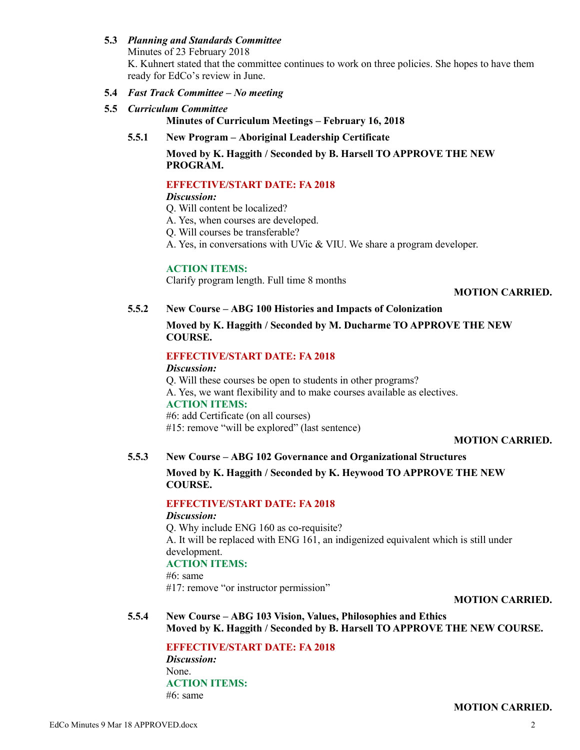**5.3** ***Planning and Standards Committee***

Minutes of 23 February 2018

K. Kuhnert stated that the committee continues to work on three policies. She hopes to have them ready for EdCo's review in June.

**5.4** ***Fast Track Committee – No meeting***

**5.5** ***Curriculum Committee***

**Minutes of Curriculum Meetings – February 16, 2018**

**5.5.1 New Program – Aboriginal Leadership Certificate**

**Moved by K. Haggith / Seconded by B. Harsell TO APPROVE THE NEW PROGRAM.**

**EFFECTIVE/START DATE: FA 2018**

***Discussion:***

Q. Will content be localized?

A. Yes, when courses are developed.

Q. Will courses be transferable?

A. Yes, in conversations with UVic & VIU. We share a program developer.

**ACTION ITEMS:**

Clarify program length. Full time 8 months

**MOTION CARRIED.**

**5.5.2 New Course – ABG 100 Histories and Impacts of Colonization**

**Moved by K. Haggith / Seconded by M. Ducharme TO APPROVE THE NEW COURSE.**

**EFFECTIVE/START DATE: FA 2018**

***Discussion:***

Q. Will these courses be open to students in other programs?

A. Yes, we want flexibility and to make courses available as electives.

**ACTION ITEMS:**

#6: add Certificate (on all courses)

#15: remove "will be explored" (last sentence)

**MOTION CARRIED.**

**5.5.3 New Course – ABG 102 Governance and Organizational Structures**

**Moved by K. Haggith / Seconded by K. Heywood TO APPROVE THE NEW COURSE.**

**EFFECTIVE/START DATE: FA 2018**

***Discussion:***

Q. Why include ENG 160 as co-requisite?

A. It will be replaced with ENG 161, an indigenized equivalent which is still under development.

**ACTION ITEMS:**

#6: same

#17: remove "or instructor permission"

**MOTION CARRIED.**

**5.5.4 New Course – ABG 103 Vision, Values, Philosophies and Ethics**

**Moved by K. Haggith / Seconded by B. Harsell TO APPROVE THE NEW COURSE.**

**EFFECTIVE/START DATE: FA 2018**

***Discussion:***

None.

**ACTION ITEMS:**

#6: same

**MOTION CARRIED.**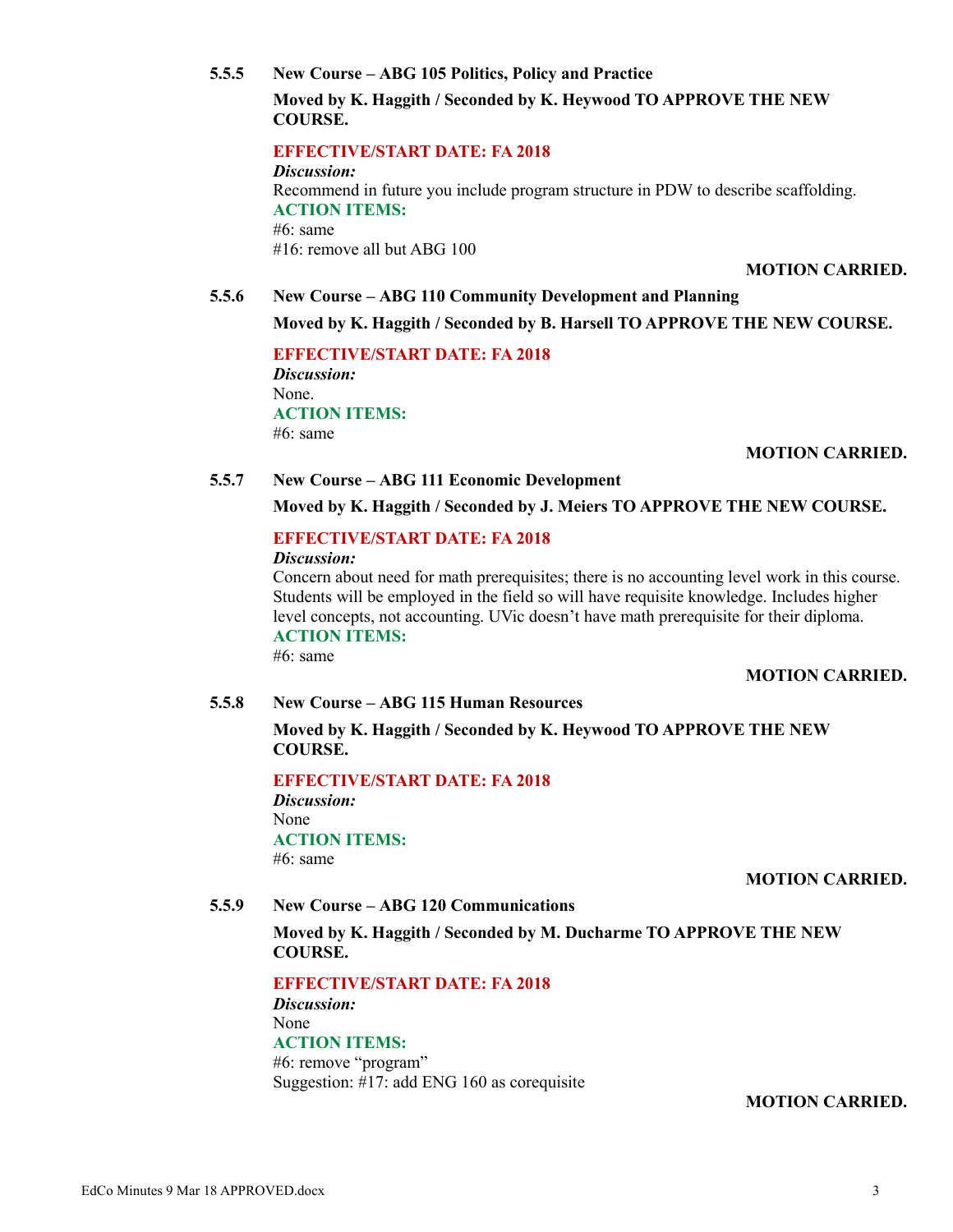### 5.5.5 New Course – ABG 105 Politics, Policy and Practice

**Moved by K. Haggith / Seconded by K. Heywood TO APPROVE THE NEW COURSE.**

**EFFECTIVE/START DATE: FA 2018**

***Discussion:***

Recommend in future you include program structure in PDW to describe scaffolding.

**ACTION ITEMS:**

#6: same

#16: remove all but ABG 100

**MOTION CARRIED.**

### 5.5.6 New Course – ABG 110 Community Development and Planning

**Moved by K. Haggith / Seconded by B. Harsell TO APPROVE THE NEW COURSE.**

**EFFECTIVE/START DATE: FA 2018**

***Discussion:***

None.

**ACTION ITEMS:**

#6: same

**MOTION CARRIED.**

### 5.5.7 New Course – ABG 111 Economic Development

**Moved by K. Haggith / Seconded by J. Meiers TO APPROVE THE NEW COURSE.**

**EFFECTIVE/START DATE: FA 2018**

***Discussion:***

Concern about need for math prerequisites; there is no accounting level work in this course. Students will be employed in the field so will have requisite knowledge. Includes higher level concepts, not accounting. UVic doesn't have math prerequisite for their diploma.

**ACTION ITEMS:**

#6: same

**MOTION CARRIED.**

### 5.5.8 New Course – ABG 115 Human Resources

**Moved by K. Haggith / Seconded by K. Heywood TO APPROVE THE NEW COURSE.**

**EFFECTIVE/START DATE: FA 2018**

***Discussion:***

None

**ACTION ITEMS:**

#6: same

**MOTION CARRIED.**

### 5.5.9 New Course – ABG 120 Communications

**Moved by K. Haggith / Seconded by M. Ducharme TO APPROVE THE NEW COURSE.**

**EFFECTIVE/START DATE: FA 2018**

***Discussion:***

None

**ACTION ITEMS:**

#6: remove "program"

Suggestion: #17: add ENG 160 as corequisite

**MOTION CARRIED.**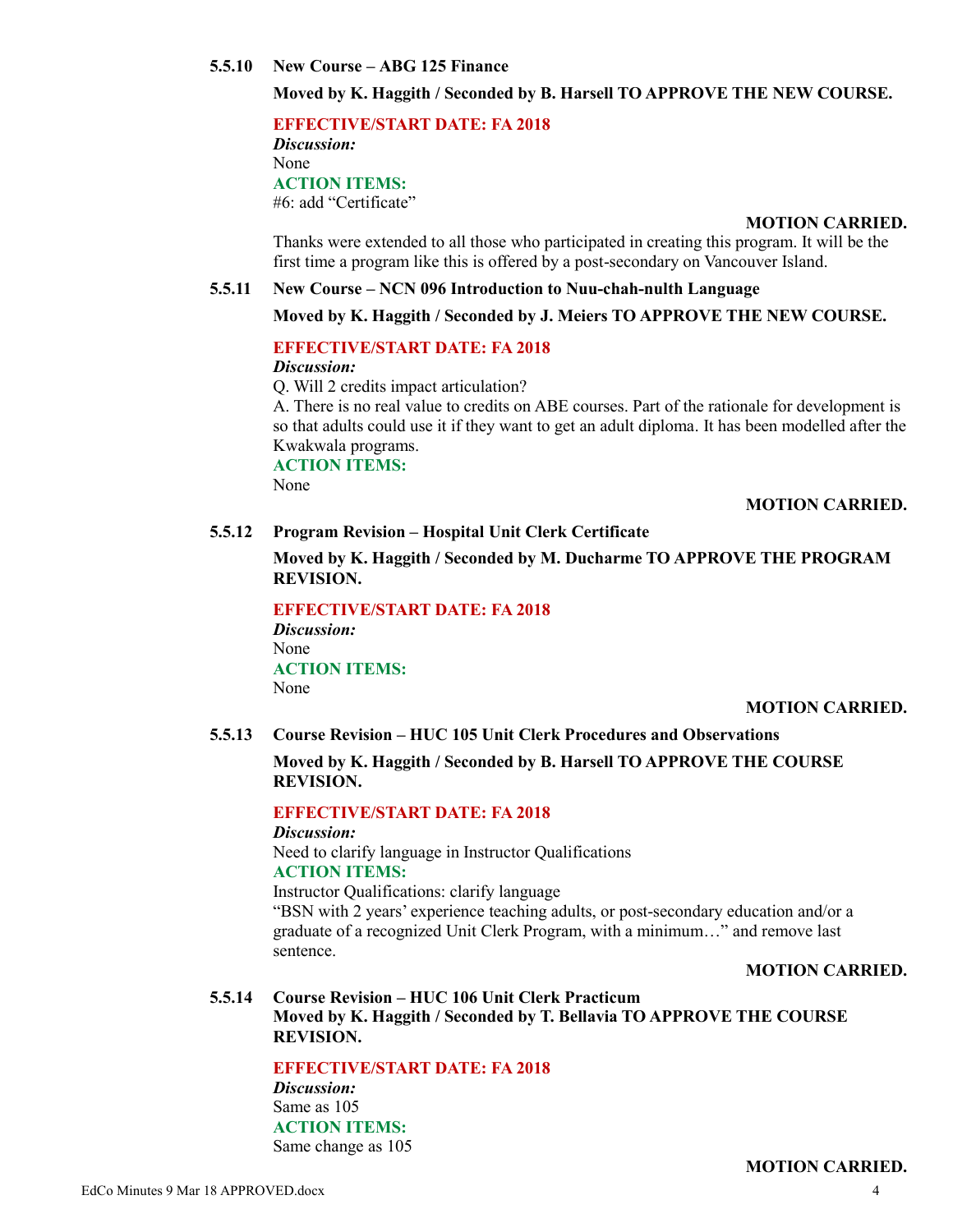### 5.5.10 New Course – ABG 125 Finance

**Moved by K. Haggith / Seconded by B. Harsell TO APPROVE THE NEW COURSE.**

**EFFECTIVE/START DATE: FA 2018**

***Discussion:***

None

**ACTION ITEMS:**

#6: add "Certificate"

**MOTION CARRIED.**

Thanks were extended to all those who participated in creating this program. It will be the first time a program like this is offered by a post-secondary on Vancouver Island.

### 5.5.11 New Course – NCN 096 Introduction to Nuu-chah-nulth Language

**Moved by K. Haggith / Seconded by J. Meiers TO APPROVE THE NEW COURSE.**

**EFFECTIVE/START DATE: FA 2018**

***Discussion:***

Q. Will 2 credits impact articulation?

A. There is no real value to credits on ABE courses. Part of the rationale for development is so that adults could use it if they want to get an adult diploma. It has been modelled after the Kwakwala programs.

**ACTION ITEMS:**

None

**MOTION CARRIED.**

### 5.5.12 Program Revision – Hospital Unit Clerk Certificate

**Moved by K. Haggith / Seconded by M. Ducharme TO APPROVE THE PROGRAM REVISION.**

**EFFECTIVE/START DATE: FA 2018**

***Discussion:***

None

**ACTION ITEMS:**

None

**MOTION CARRIED.**

### 5.5.13 Course Revision – HUC 105 Unit Clerk Procedures and Observations

**Moved by K. Haggith / Seconded by B. Harsell TO APPROVE THE COURSE REVISION.**

**EFFECTIVE/START DATE: FA 2018**

***Discussion:***

Need to clarify language in Instructor Qualifications

**ACTION ITEMS:**

Instructor Qualifications: clarify language

"BSN with 2 years' experience teaching adults, or post-secondary education and/or a graduate of a recognized Unit Clerk Program, with a minimum…" and remove last sentence.

**MOTION CARRIED.**

### 5.5.14 Course Revision – HUC 106 Unit Clerk Practicum

**Moved by K. Haggith / Seconded by T. Bellavia TO APPROVE THE COURSE REVISION.**

**EFFECTIVE/START DATE: FA 2018**

***Discussion:***

Same as 105

**ACTION ITEMS:**

Same change as 105

**MOTION CARRIED.**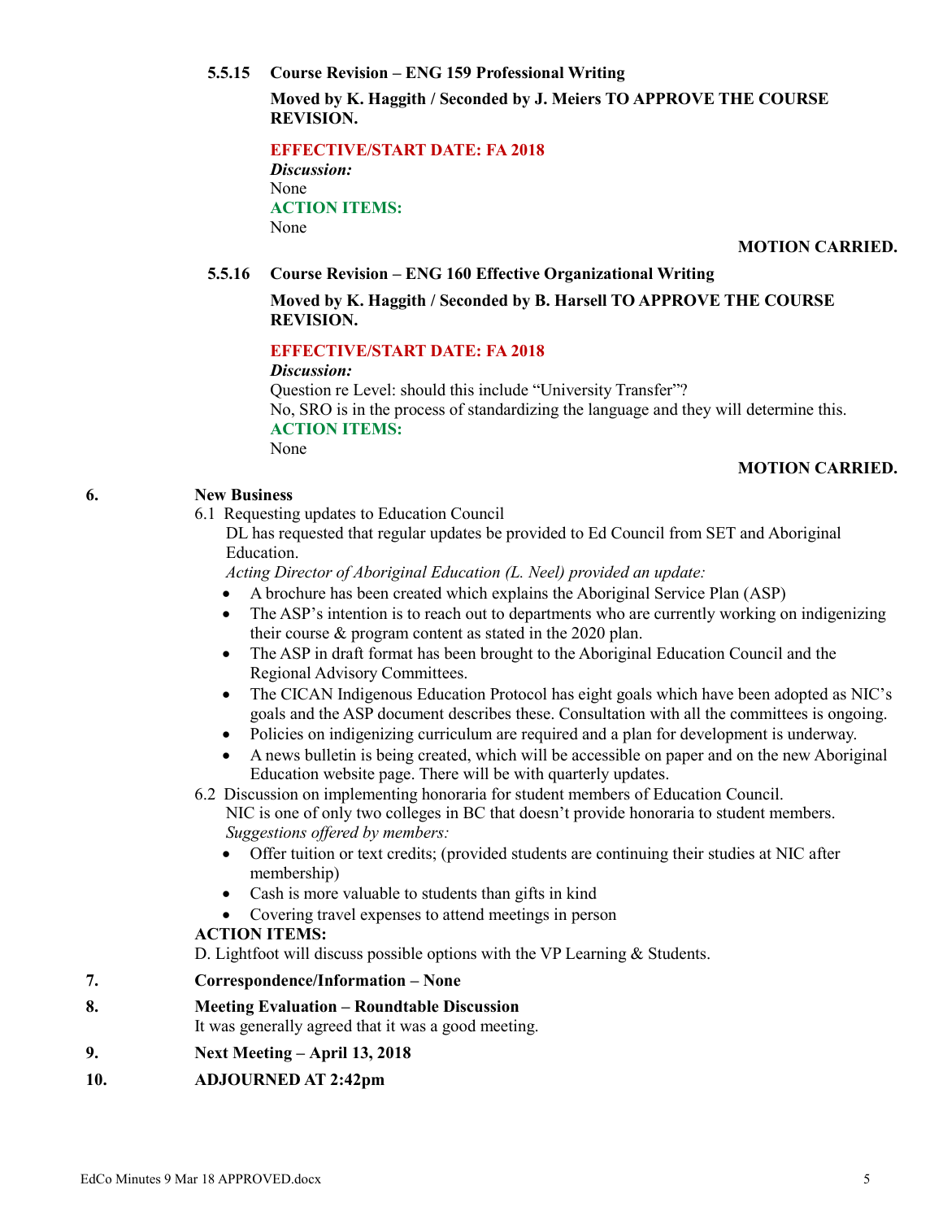**5.5.15 Course Revision – ENG 159 Professional Writing**

**Moved by K. Haggith / Seconded by J. Meiers TO APPROVE THE COURSE REVISION.**

**EFFECTIVE/START DATE: FA 2018**

***Discussion:***
None

**ACTION ITEMS:**
None

**MOTION CARRIED.**

**5.5.16 Course Revision – ENG 160 Effective Organizational Writing**

**Moved by K. Haggith / Seconded by B. Harsell TO APPROVE THE COURSE REVISION.**

**EFFECTIVE/START DATE: FA 2018**

***Discussion:***
Question re Level: should this include "University Transfer"?
No, SRO is in the process of standardizing the language and they will determine this.

**ACTION ITEMS:**
None

**MOTION CARRIED.**

**6. New Business**

6.1 Requesting updates to Education Council

DL has requested that regular updates be provided to Ed Council from SET and Aboriginal Education.

*Acting Director of Aboriginal Education (L. Neel) provided an update:*

- A brochure has been created which explains the Aboriginal Service Plan (ASP)
- The ASP's intention is to reach out to departments who are currently working on indigenizing their course & program content as stated in the 2020 plan.
- The ASP in draft format has been brought to the Aboriginal Education Council and the Regional Advisory Committees.
- The CICAN Indigenous Education Protocol has eight goals which have been adopted as NIC's goals and the ASP document describes these. Consultation with all the committees is ongoing.
- Policies on indigenizing curriculum are required and a plan for development is underway.
- A news bulletin is being created, which will be accessible on paper and on the new Aboriginal Education website page. There will be with quarterly updates.

6.2 Discussion on implementing honoraria for student members of Education Council.

NIC is one of only two colleges in BC that doesn't provide honoraria to student members.

*Suggestions offered by members:*

- Offer tuition or text credits; (provided students are continuing their studies at NIC after membership)
- Cash is more valuable to students than gifts in kind
- Covering travel expenses to attend meetings in person

**ACTION ITEMS:**

D. Lightfoot will discuss possible options with the VP Learning & Students.

**7. Correspondence/Information – None**

**8. Meeting Evaluation – Roundtable Discussion**

It was generally agreed that it was a good meeting.

**9. Next Meeting – April 13, 2018**

**10. ADJOURNED AT 2:42pm**